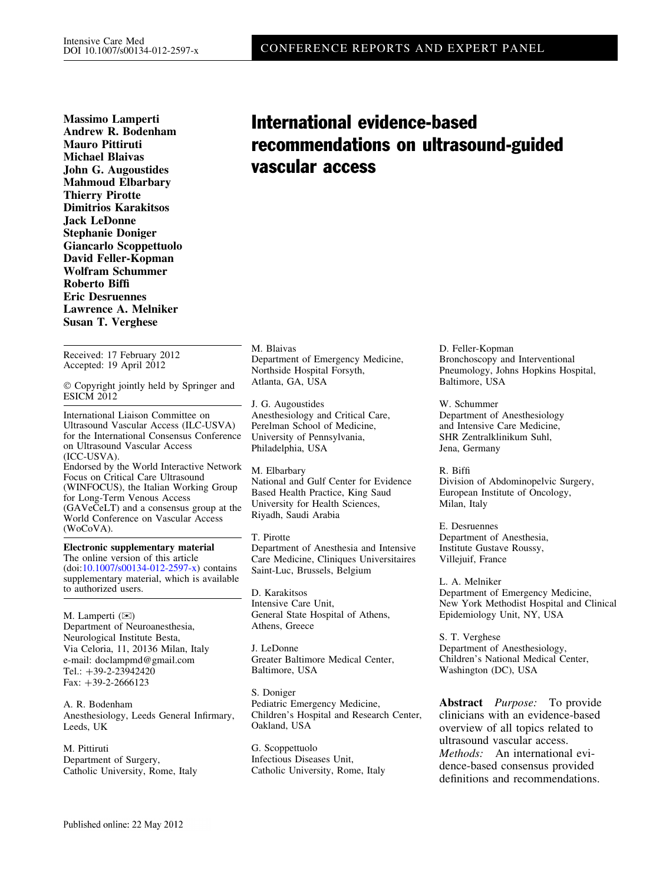CONFERENCE REPORTS AND EXPERT PANEL

**Massimo Lamperti**
**Andrew R. Bodenham**
**Mauro Pittiruti**
**Michael Blaivas**
**John G. Augoustides**
**Mahmoud Elbarbary**
**Thierry Pirotte**
**Dimitrios Karakitsos**
**Jack LeDonne**
**Stephanie Doniger**
**Giancarlo Scoppettuolo**
**David Feller-Kopman**
**Wolfram Schummer**
**Roberto Biffi**
**Eric Desruennes**
**Lawrence A. Melniker**
**Susan T. Verghese**

# International evidence-based recommendations on ultrasound-guided vascular access

Received: 17 February 2012
Accepted: 19 April 2012

© Copyright jointly held by Springer and ESICM 2012

International Liaison Committee on Ultrasound Vascular Access (ILC-USVA) for the International Consensus Conference on Ultrasound Vascular Access (ICC-USVA).
Endorsed by the World Interactive Network Focus on Critical Care Ultrasound (WINFOCUS), the Italian Working Group for Long-Term Venous Access (GAVeCeLT) and a consensus group at the World Conference on Vascular Access (WoCoVA).

**Electronic supplementary material** The online version of this article (doi:10.1007/s00134-012-2597-x) contains supplementary material, which is available to authorized users.

M. Lamperti (✉)
Department of Neuroanesthesia, Neurological Institute Besta, Via Celoria, 11, 20136 Milan, Italy
e-mail: doclampmd@gmail.com
Tel.: +39-2-23942420
Fax: +39-2-2666123

A. R. Bodenham
Anesthesiology, Leeds General Infirmary, Leeds, UK

M. Pittiruti
Department of Surgery, Catholic University, Rome, Italy

M. Blaivas
Department of Emergency Medicine, Northside Hospital Forsyth, Atlanta, GA, USA

J. G. Augoustides
Anesthesiology and Critical Care, Perelman School of Medicine, University of Pennsylvania, Philadelphia, USA

M. Elbarbary
National and Gulf Center for Evidence Based Health Practice, King Saud University for Health Sciences, Riyadh, Saudi Arabia

T. Pirotte
Department of Anesthesia and Intensive Care Medicine, Cliniques Universitaires Saint-Luc, Brussels, Belgium

D. Karakitsos
Intensive Care Unit, General State Hospital of Athens, Athens, Greece

J. LeDonne
Greater Baltimore Medical Center, Baltimore, USA

S. Doniger
Pediatric Emergency Medicine, Children's Hospital and Research Center, Oakland, USA

G. Scoppettuolo
Infectious Diseases Unit, Catholic University, Rome, Italy

D. Feller-Kopman
Bronchoscopy and Interventional Pneumology, Johns Hopkins Hospital, Baltimore, USA

W. Schummer
Department of Anesthesiology and Intensive Care Medicine, SHR Zentralklinikum Suhl, Jena, Germany

R. Biffi
Division of Abdominopelvic Surgery, European Institute of Oncology, Milan, Italy

E. Desruennes
Department of Anesthesia, Institute Gustave Roussy, Villejuif, France

L. A. Melniker
Department of Emergency Medicine, New York Methodist Hospital and Clinical Epidemiology Unit, NY, USA

S. T. Verghese
Department of Anesthesiology, Children's National Medical Center, Washington (DC), USA

**Abstract** *Purpose:* To provide clinicians with an evidence-based overview of all topics related to ultrasound vascular access. *Methods:* An international evidence-based consensus provided definitions and recommendations.

Published online: 22 May 2012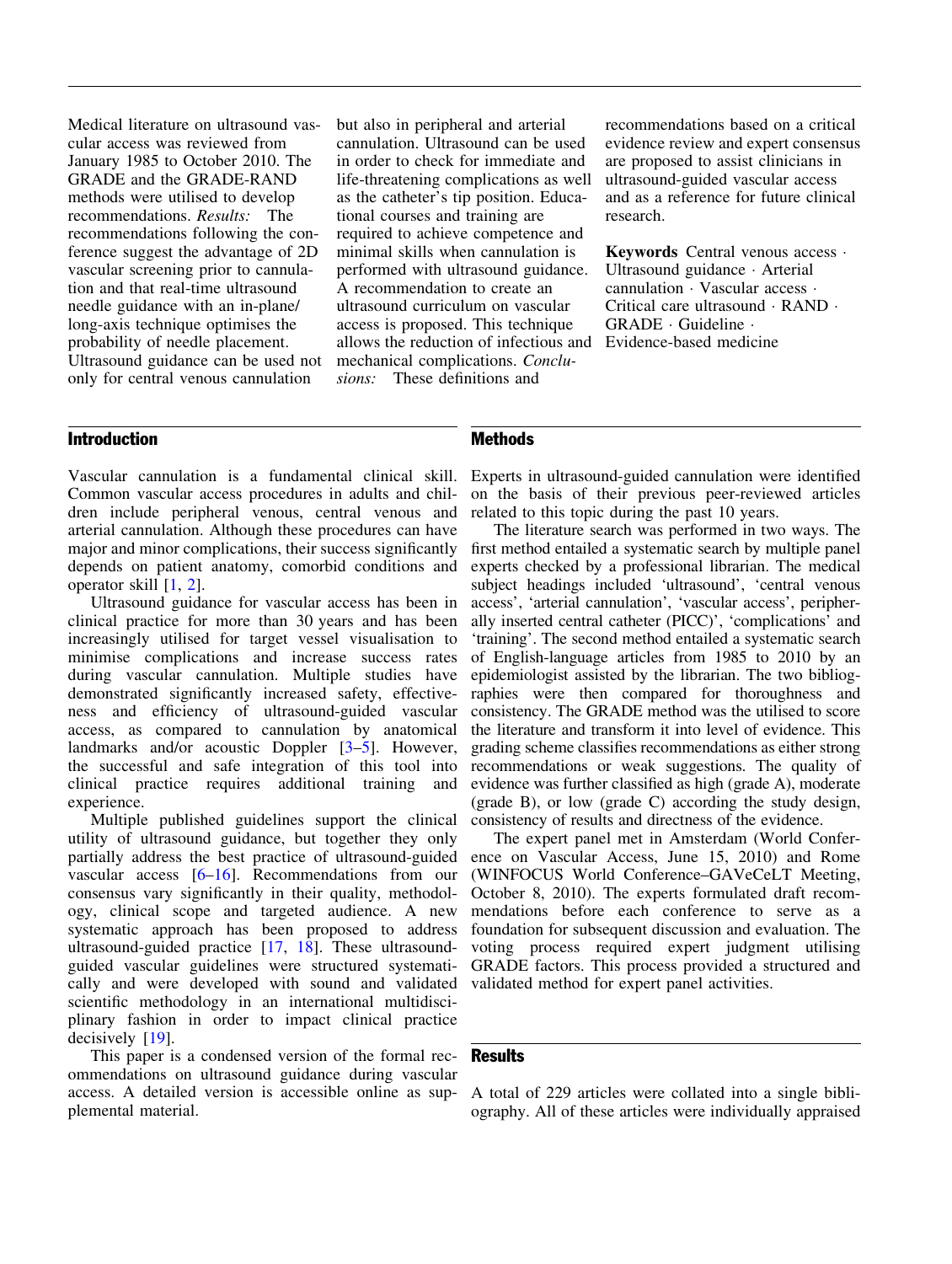Medical literature on ultrasound vascular access was reviewed from January 1985 to October 2010. The GRADE and the GRADE-RAND methods were utilised to develop recommendations. *Results:* The recommendations following the conference suggest the advantage of 2D vascular screening prior to cannulation and that real-time ultrasound needle guidance with an in-plane/long-axis technique optimises the probability of needle placement. Ultrasound guidance can be used not only for central venous cannulation but also in peripheral and arterial cannulation. Ultrasound can be used in order to check for immediate and life-threatening complications as well as the catheter's tip position. Educational courses and training are required to achieve competence and minimal skills when cannulation is performed with ultrasound guidance. A recommendation to create an ultrasound curriculum on vascular access is proposed. This technique allows the reduction of infectious and mechanical complications. *Conclusions:* These definitions and recommendations based on a critical evidence review and expert consensus are proposed to assist clinicians in ultrasound-guided vascular access and as a reference for future clinical research.

**Keywords** Central venous access · Ultrasound guidance · Arterial cannulation · Vascular access · Critical care ultrasound · RAND · GRADE · Guideline · Evidence-based medicine

## Introduction

Vascular cannulation is a fundamental clinical skill. Common vascular access procedures in adults and children include peripheral venous, central venous and arterial cannulation. Although these procedures can have major and minor complications, their success significantly depends on patient anatomy, comorbid conditions and operator skill [1, 2].

Ultrasound guidance for vascular access has been in clinical practice for more than 30 years and has been increasingly utilised for target vessel visualisation to minimise complications and increase success rates during vascular cannulation. Multiple studies have demonstrated significantly increased safety, effectiveness and efficiency of ultrasound-guided vascular access, as compared to cannulation by anatomical landmarks and/or acoustic Doppler [3–5]. However, the successful and safe integration of this tool into clinical practice requires additional training and experience.

Multiple published guidelines support the clinical utility of ultrasound guidance, but together they only partially address the best practice of ultrasound-guided vascular access [6–16]. Recommendations from our consensus vary significantly in their quality, methodology, clinical scope and targeted audience. A new systematic approach has been proposed to address ultrasound-guided practice [17, 18]. These ultrasound-guided vascular guidelines were structured systematically and were developed with sound and validated scientific methodology in an international multidisciplinary fashion in order to impact clinical practice decisively [19].

This paper is a condensed version of the formal recommendations on ultrasound guidance during vascular access. A detailed version is accessible online as supplemental material.

## Methods

Experts in ultrasound-guided cannulation were identified on the basis of their previous peer-reviewed articles related to this topic during the past 10 years.

The literature search was performed in two ways. The first method entailed a systematic search by multiple panel experts checked by a professional librarian. The medical subject headings included 'ultrasound', 'central venous access', 'arterial cannulation', 'vascular access', peripherally inserted central catheter (PICC)', 'complications' and 'training'. The second method entailed a systematic search of English-language articles from 1985 to 2010 by an epidemiologist assisted by the librarian. The two bibliographies were then compared for thoroughness and consistency. The GRADE method was the utilised to score the literature and transform it into level of evidence. This grading scheme classifies recommendations as either strong recommendations or weak suggestions. The quality of evidence was further classified as high (grade A), moderate (grade B), or low (grade C) according the study design, consistency of results and directness of the evidence.

The expert panel met in Amsterdam (World Conference on Vascular Access, June 15, 2010) and Rome (WINFOCUS World Conference–GAVeCeLT Meeting, October 8, 2010). The experts formulated draft recommendations before each conference to serve as a foundation for subsequent discussion and evaluation. The voting process required expert judgment utilising GRADE factors. This process provided a structured and validated method for expert panel activities.

## Results

A total of 229 articles were collated into a single bibliography. All of these articles were individually appraised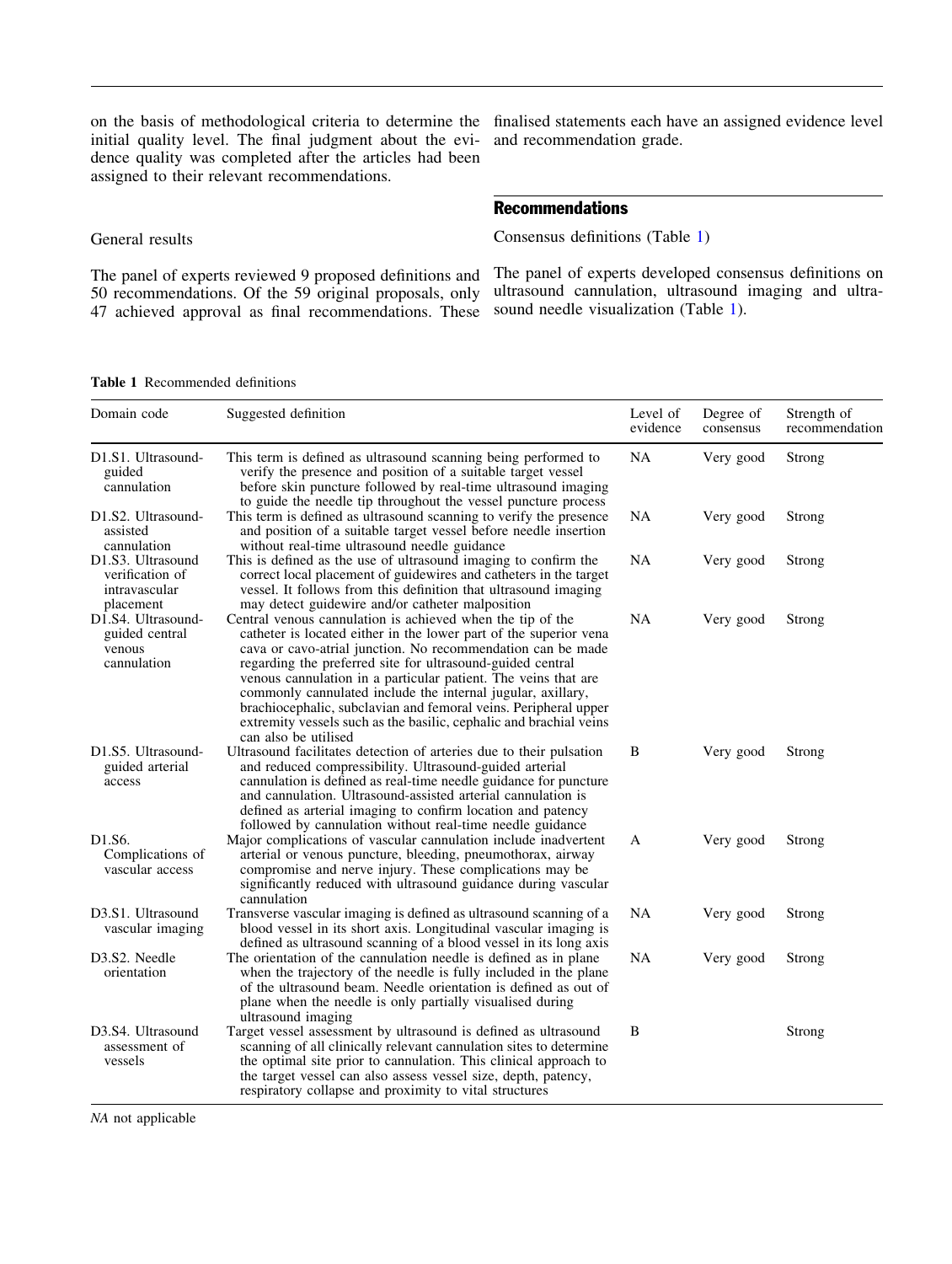on the basis of methodological criteria to determine the initial quality level. The final judgment about the evidence quality was completed after the articles had been assigned to their relevant recommendations.

### General results

The panel of experts reviewed 9 proposed definitions and 50 recommendations. Of the 59 original proposals, only 47 achieved approval as final recommendations. These finalised statements each have an assigned evidence level and recommendation grade.

## Recommendations

### Consensus definitions (Table 1)

The panel of experts developed consensus definitions on ultrasound cannulation, ultrasound imaging and ultrasound needle visualization (Table 1).

**Table 1** Recommended definitions

| Domain code | Suggested definition | Level of evidence | Degree of consensus | Strength of recommendation |
|---|---|---|---|---|
| D1.S1. Ultrasound-guided cannulation | This term is defined as ultrasound scanning being performed to verify the presence and position of a suitable target vessel before skin puncture followed by real-time ultrasound imaging to guide the needle tip throughout the vessel puncture process | NA | Very good | Strong |
| D1.S2. Ultrasound-assisted cannulation | This term is defined as ultrasound scanning to verify the presence and position of a suitable target vessel before needle insertion without real-time ultrasound needle guidance | NA | Very good | Strong |
| D1.S3. Ultrasound verification of intravascular placement | This is defined as the use of ultrasound imaging to confirm the correct local placement of guidewires and catheters in the target vessel. It follows from this definition that ultrasound imaging may detect guidewire and/or catheter malposition | NA | Very good | Strong |
| D1.S4. Ultrasound-guided central venous cannulation | Central venous cannulation is achieved when the tip of the catheter is located either in the lower part of the superior vena cava or cavo-atrial junction. No recommendation can be made regarding the preferred site for ultrasound-guided central venous cannulation in a particular patient. The veins that are commonly cannulated include the internal jugular, axillary, brachiocephalic, subclavian and femoral veins. Peripheral upper extremity vessels such as the basilic, cephalic and brachial veins can also be utilised | NA | Very good | Strong |
| D1.S5. Ultrasound-guided arterial access | Ultrasound facilitates detection of arteries due to their pulsation and reduced compressibility. Ultrasound-guided arterial cannulation is defined as real-time needle guidance for puncture and cannulation. Ultrasound-assisted arterial cannulation is defined as arterial imaging to confirm location and patency followed by cannulation without real-time needle guidance | B | Very good | Strong |
| D1.S6. Complications of vascular access | Major complications of vascular cannulation include inadvertent arterial or venous puncture, bleeding, pneumothorax, airway compromise and nerve injury. These complications may be significantly reduced with ultrasound guidance during vascular cannulation | A | Very good | Strong |
| D3.S1. Ultrasound vascular imaging | Transverse vascular imaging is defined as ultrasound scanning of a blood vessel in its short axis. Longitudinal vascular imaging is defined as ultrasound scanning of a blood vessel in its long axis | NA | Very good | Strong |
| D3.S2. Needle orientation | The orientation of the cannulation needle is defined as in plane when the trajectory of the needle is fully included in the plane of the ultrasound beam. Needle orientation is defined as out of plane when the needle is only partially visualised during ultrasound imaging | NA | Very good | Strong |
| D3.S4. Ultrasound assessment of vessels | Target vessel assessment by ultrasound is defined as ultrasound scanning of all clinically relevant cannulation sites to determine the optimal site prior to cannulation. This clinical approach to the target vessel can also assess vessel size, depth, patency, respiratory collapse and proximity to vital structures | B | | Strong |

*NA* not applicable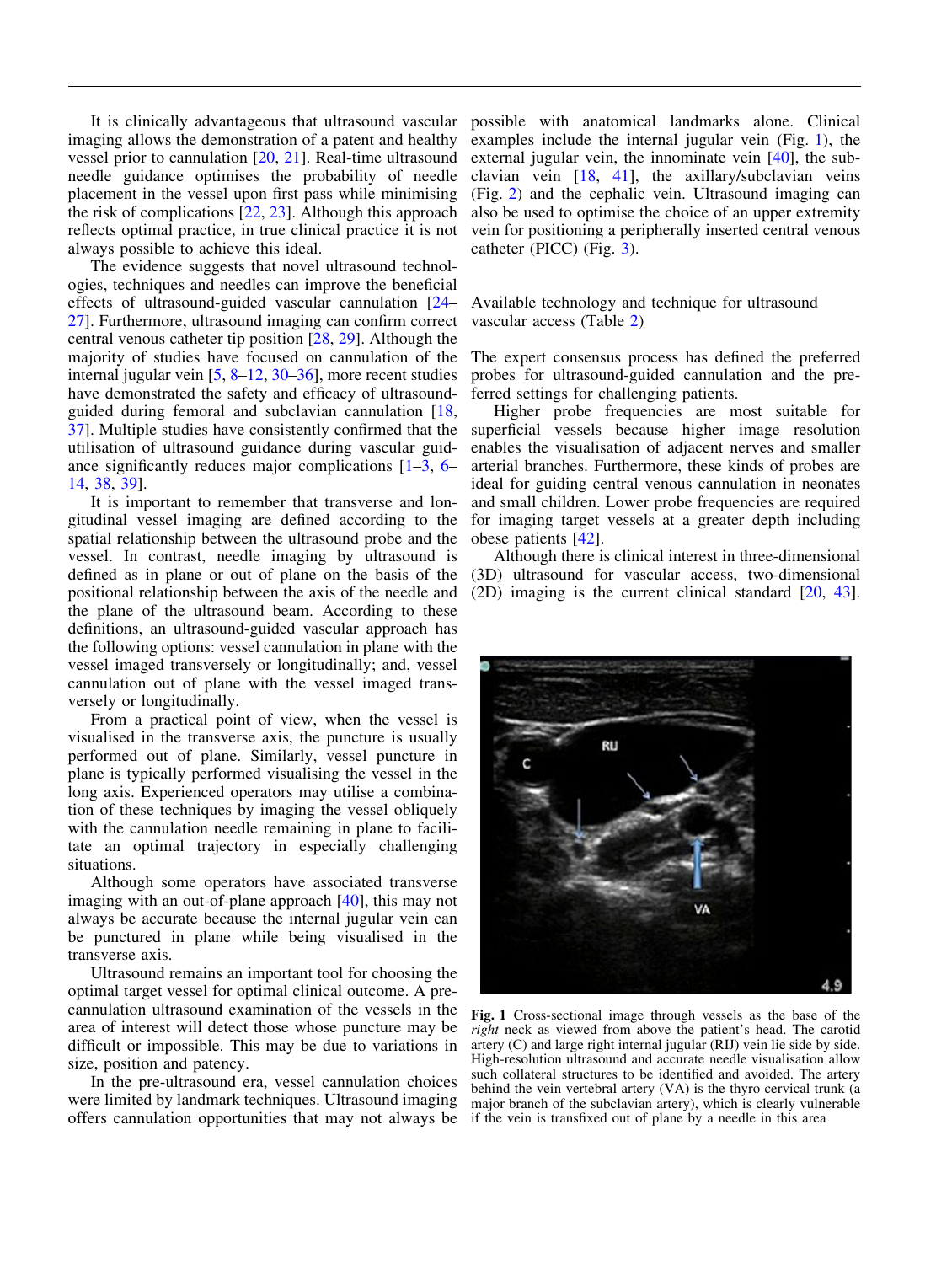It is clinically advantageous that ultrasound vascular imaging allows the demonstration of a patent and healthy vessel prior to cannulation [20, 21]. Real-time ultrasound needle guidance optimises the probability of needle placement in the vessel upon first pass while minimising the risk of complications [22, 23]. Although this approach reflects optimal practice, in true clinical practice it is not always possible to achieve this ideal.

The evidence suggests that novel ultrasound technologies, techniques and needles can improve the beneficial effects of ultrasound-guided vascular cannulation [24–27]. Furthermore, ultrasound imaging can confirm correct central venous catheter tip position [28, 29]. Although the majority of studies have focused on cannulation of the internal jugular vein [5, 8–12, 30–36], more recent studies have demonstrated the safety and efficacy of ultrasound-guided during femoral and subclavian cannulation [18, 37]. Multiple studies have consistently confirmed that the utilisation of ultrasound guidance during vascular guidance significantly reduces major complications [1–3, 6–14, 38, 39].

It is important to remember that transverse and longitudinal vessel imaging are defined according to the spatial relationship between the ultrasound probe and the vessel. In contrast, needle imaging by ultrasound is defined as in plane or out of plane on the basis of the positional relationship between the axis of the needle and the plane of the ultrasound beam. According to these definitions, an ultrasound-guided vascular approach has the following options: vessel cannulation in plane with the vessel imaged transversely or longitudinally; and, vessel cannulation out of plane with the vessel imaged transversely or longitudinally.

From a practical point of view, when the vessel is visualised in the transverse axis, the puncture is usually performed out of plane. Similarly, vessel puncture in plane is typically performed visualising the vessel in the long axis. Experienced operators may utilise a combination of these techniques by imaging the vessel obliquely with the cannulation needle remaining in plane to facilitate an optimal trajectory in especially challenging situations.

Although some operators have associated transverse imaging with an out-of-plane approach [40], this may not always be accurate because the internal jugular vein can be punctured in plane while being visualised in the transverse axis.

Ultrasound remains an important tool for choosing the optimal target vessel for optimal clinical outcome. A pre-cannulation ultrasound examination of the vessels in the area of interest will detect those whose puncture may be difficult or impossible. This may be due to variations in size, position and patency.

In the pre-ultrasound era, vessel cannulation choices were limited by landmark techniques. Ultrasound imaging offers cannulation opportunities that may not always be possible with anatomical landmarks alone. Clinical examples include the internal jugular vein (Fig. 1), the external jugular vein, the innominate vein [40], the subclavian vein [18, 41], the axillary/subclavian veins (Fig. 2) and the cephalic vein. Ultrasound imaging can also be used to optimise the choice of an upper extremity vein for positioning a peripherally inserted central venous catheter (PICC) (Fig. 3).

## Available technology and technique for ultrasound vascular access (Table 2)

The expert consensus process has defined the preferred probes for ultrasound-guided cannulation and the preferred settings for challenging patients.

Higher probe frequencies are most suitable for superficial vessels because higher image resolution enables the visualisation of adjacent nerves and smaller arterial branches. Furthermore, these kinds of probes are ideal for guiding central venous cannulation in neonates and small children. Lower probe frequencies are required for imaging target vessels at a greater depth including obese patients [42].

Although there is clinical interest in three-dimensional (3D) ultrasound for vascular access, two-dimensional (2D) imaging is the current clinical standard [20, 43].

**Fig. 1** Cross-sectional image through vessels as the base of the *right* neck as viewed from above the patient's head. The carotid artery (C) and large right internal jugular (RIJ) vein lie side by side. High-resolution ultrasound and accurate needle visualisation allow such collateral structures to be identified and avoided. The artery behind the vein vertebral artery (VA) is the thyro cervical trunk (a major branch of the subclavian artery), which is clearly vulnerable if the vein is transfixed out of plane by a needle in this area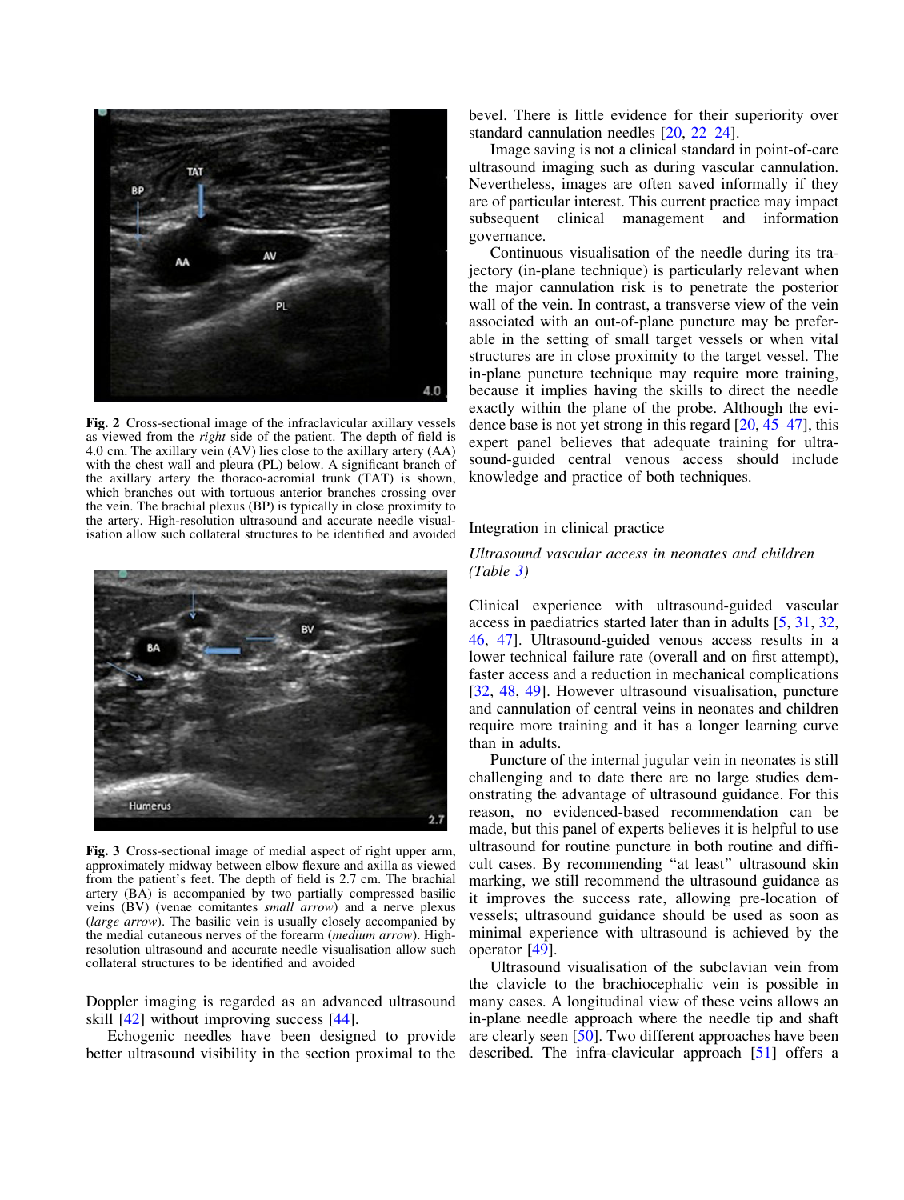**Fig. 2** Cross-sectional image of the infraclavicular axillary vessels as viewed from the *right* side of the patient. The depth of field is 4.0 cm. The axillary vein (AV) lies close to the axillary artery (AA) with the chest wall and pleura (PL) below. A significant branch of the axillary artery the thoraco-acromial trunk (TAT) is shown, which branches out with tortuous anterior branches crossing over the vein. The brachial plexus (BP) is typically in close proximity to the artery. High-resolution ultrasound and accurate needle visualisation allow such collateral structures to be identified and avoided

**Fig. 3** Cross-sectional image of medial aspect of right upper arm, approximately midway between elbow flexure and axilla as viewed from the patient's feet. The depth of field is 2.7 cm. The brachial artery (BA) is accompanied by two partially compressed basilic veins (BV) (venae comitantes *small arrow*) and a nerve plexus (*large arrow*). The basilic vein is usually closely accompanied by the medial cutaneous nerves of the forearm (*medium arrow*). High-resolution ultrasound and accurate needle visualisation allow such collateral structures to be identified and avoided

Doppler imaging is regarded as an advanced ultrasound skill [42] without improving success [44].

Echogenic needles have been designed to provide better ultrasound visibility in the section proximal to the bevel. There is little evidence for their superiority over standard cannulation needles [20, 22–24].

Image saving is not a clinical standard in point-of-care ultrasound imaging such as during vascular cannulation. Nevertheless, images are often saved informally if they are of particular interest. This current practice may impact subsequent clinical management and information governance.

Continuous visualisation of the needle during its trajectory (in-plane technique) is particularly relevant when the major cannulation risk is to penetrate the posterior wall of the vein. In contrast, a transverse view of the vein associated with an out-of-plane puncture may be preferable in the setting of small target vessels or when vital structures are in close proximity to the target vessel. The in-plane puncture technique may require more training, because it implies having the skills to direct the needle exactly within the plane of the probe. Although the evidence base is not yet strong in this regard [20, 45–47], this expert panel believes that adequate training for ultrasound-guided central venous access should include knowledge and practice of both techniques.

## Integration in clinical practice

### *Ultrasound vascular access in neonates and children (Table 3)*

Clinical experience with ultrasound-guided vascular access in paediatrics started later than in adults [5, 31, 32, 46, 47]. Ultrasound-guided venous access results in a lower technical failure rate (overall and on first attempt), faster access and a reduction in mechanical complications [32, 48, 49]. However ultrasound visualisation, puncture and cannulation of central veins in neonates and children require more training and it has a longer learning curve than in adults.

Puncture of the internal jugular vein in neonates is still challenging and to date there are no large studies demonstrating the advantage of ultrasound guidance. For this reason, no evidenced-based recommendation can be made, but this panel of experts believes it is helpful to use ultrasound for routine puncture in both routine and difficult cases. By recommending "at least" ultrasound skin marking, we still recommend the ultrasound guidance as it improves the success rate, allowing pre-location of vessels; ultrasound guidance should be used as soon as minimal experience with ultrasound is achieved by the operator [49].

Ultrasound visualisation of the subclavian vein from the clavicle to the brachiocephalic vein is possible in many cases. A longitudinal view of these veins allows an in-plane needle approach where the needle tip and shaft are clearly seen [50]. Two different approaches have been described. The infra-clavicular approach [51] offers a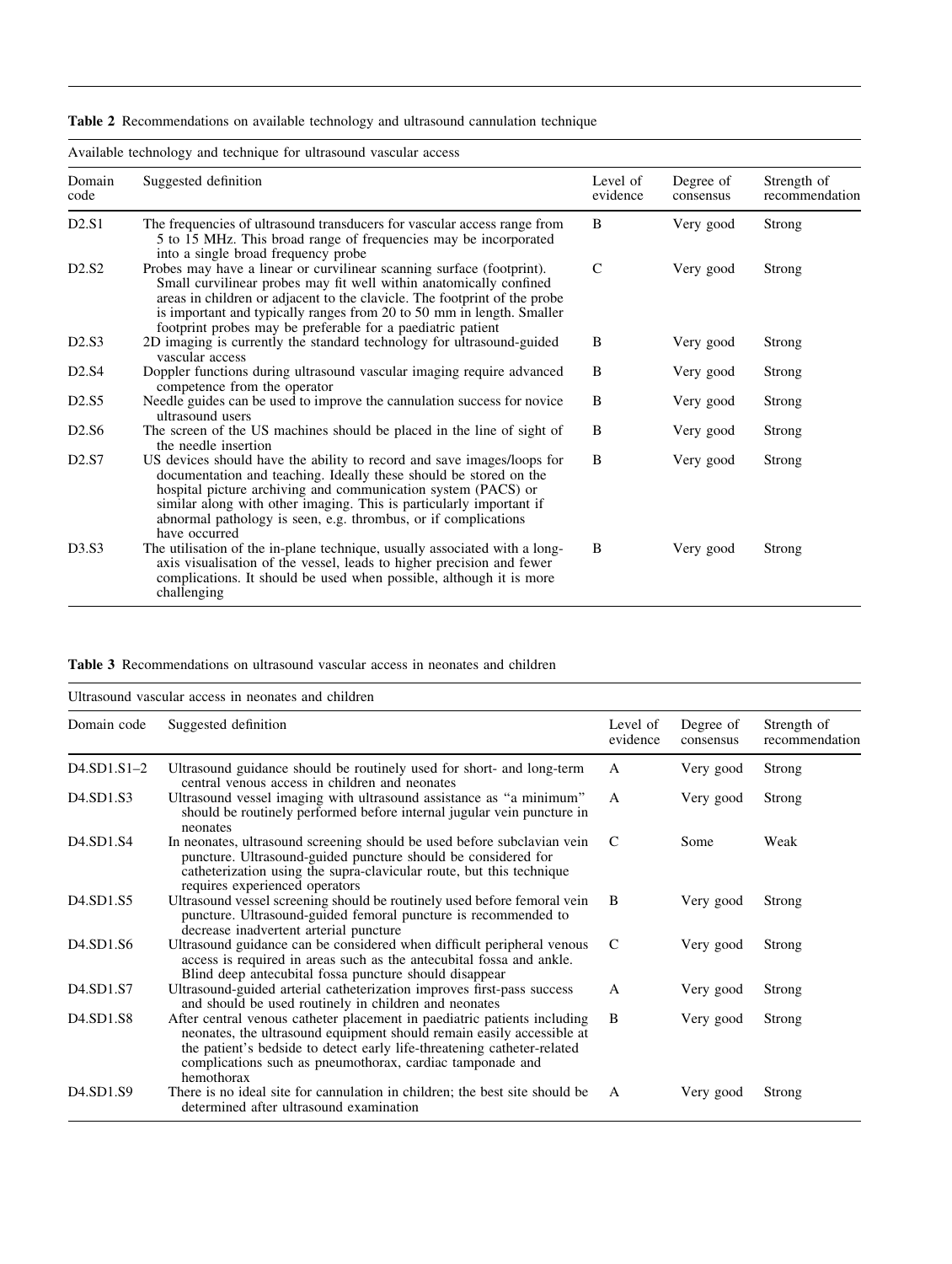**Table 2** Recommendations on available technology and ultrasound cannulation technique

| Available technology and technique for ultrasound vascular access | | | | |
|---|---|---|---|---|
| Domain code | Suggested definition | Level of evidence | Degree of consensus | Strength of recommendation |
| D2.S1 | The frequencies of ultrasound transducers for vascular access range from 5 to 15 MHz. This broad range of frequencies may be incorporated into a single broad frequency probe | B | Very good | Strong |
| D2.S2 | Probes may have a linear or curvilinear scanning surface (footprint). Small curvilinear probes may fit well within anatomically confined areas in children or adjacent to the clavicle. The footprint of the probe is important and typically ranges from 20 to 50 mm in length. Smaller footprint probes may be preferable for a paediatric patient | C | Very good | Strong |
| D2.S3 | 2D imaging is currently the standard technology for ultrasound-guided vascular access | B | Very good | Strong |
| D2.S4 | Doppler functions during ultrasound vascular imaging require advanced competence from the operator | B | Very good | Strong |
| D2.S5 | Needle guides can be used to improve the cannulation success for novice ultrasound users | B | Very good | Strong |
| D2.S6 | The screen of the US machines should be placed in the line of sight of the needle insertion | B | Very good | Strong |
| D2.S7 | US devices should have the ability to record and save images/loops for documentation and teaching. Ideally these should be stored on the hospital picture archiving and communication system (PACS) or similar along with other imaging. This is particularly important if abnormal pathology is seen, e.g. thrombus, or if complications have occurred | B | Very good | Strong |
| D3.S3 | The utilisation of the in-plane technique, usually associated with a long-axis visualisation of the vessel, leads to higher precision and fewer complications. It should be used when possible, although it is more challenging | B | Very good | Strong |

**Table 3** Recommendations on ultrasound vascular access in neonates and children

| Ultrasound vascular access in neonates and children | | | | |
|---|---|---|---|---|
| Domain code | Suggested definition | Level of evidence | Degree of consensus | Strength of recommendation |
| D4.SD1.S1–2 | Ultrasound guidance should be routinely used for short- and long-term central venous access in children and neonates | A | Very good | Strong |
| D4.SD1.S3 | Ultrasound vessel imaging with ultrasound assistance as "a minimum" should be routinely performed before internal jugular vein puncture in neonates | A | Very good | Strong |
| D4.SD1.S4 | In neonates, ultrasound screening should be used before subclavian vein puncture. Ultrasound-guided puncture should be considered for catheterization using the supra-clavicular route, but this technique requires experienced operators | C | Some | Weak |
| D4.SD1.S5 | Ultrasound vessel screening should be routinely used before femoral vein puncture. Ultrasound-guided femoral puncture is recommended to decrease inadvertent arterial puncture | B | Very good | Strong |
| D4.SD1.S6 | Ultrasound guidance can be considered when difficult peripheral venous access is required in areas such as the antecubital fossa and ankle. Blind deep antecubital fossa puncture should disappear | C | Very good | Strong |
| D4.SD1.S7 | Ultrasound-guided arterial catheterization improves first-pass success and should be used routinely in children and neonates | A | Very good | Strong |
| D4.SD1.S8 | After central venous catheter placement in paediatric patients including neonates, the ultrasound equipment should remain easily accessible at the patient's bedside to detect early life-threatening catheter-related complications such as pneumothorax, cardiac tamponade and hemothorax | B | Very good | Strong |
| D4.SD1.S9 | There is no ideal site for cannulation in children; the best site should be determined after ultrasound examination | A | Very good | Strong |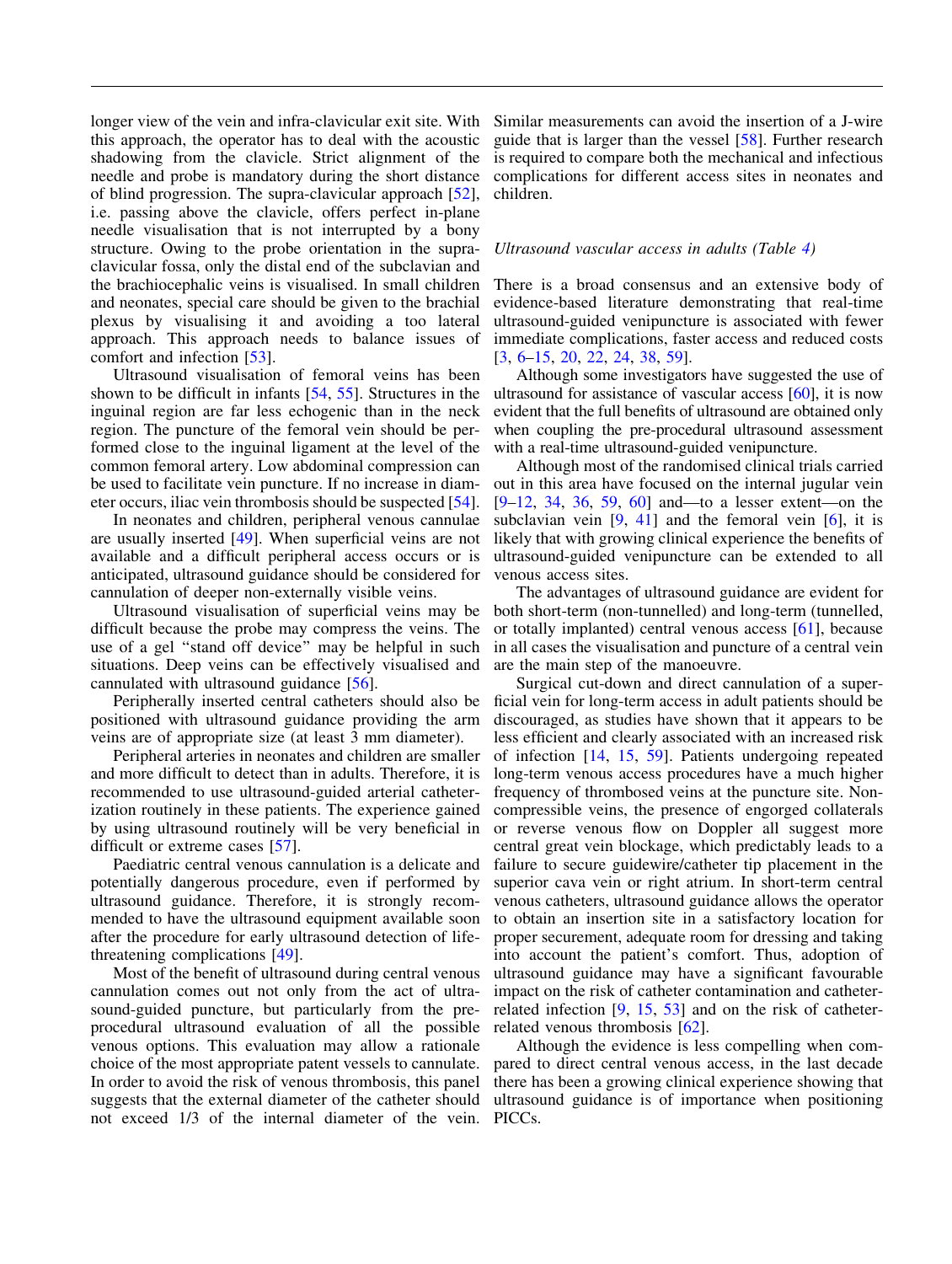longer view of the vein and infra-clavicular exit site. With this approach, the operator has to deal with the acoustic shadowing from the clavicle. Strict alignment of the needle and probe is mandatory during the short distance of blind progression. The supra-clavicular approach [52], i.e. passing above the clavicle, offers perfect in-plane needle visualisation that is not interrupted by a bony structure. Owing to the probe orientation in the supra-clavicular fossa, only the distal end of the subclavian and the brachiocephalic veins is visualised. In small children and neonates, special care should be given to the brachial plexus by visualising it and avoiding a too lateral approach. This approach needs to balance issues of comfort and infection [53].

Ultrasound visualisation of femoral veins has been shown to be difficult in infants [54, 55]. Structures in the inguinal region are far less echogenic than in the neck region. The puncture of the femoral vein should be performed close to the inguinal ligament at the level of the common femoral artery. Low abdominal compression can be used to facilitate vein puncture. If no increase in diameter occurs, iliac vein thrombosis should be suspected [54].

In neonates and children, peripheral venous cannulae are usually inserted [49]. When superficial veins are not available and a difficult peripheral access occurs or is anticipated, ultrasound guidance should be considered for cannulation of deeper non-externally visible veins.

Ultrasound visualisation of superficial veins may be difficult because the probe may compress the veins. The use of a gel "stand off device" may be helpful in such situations. Deep veins can be effectively visualised and cannulated with ultrasound guidance [56].

Peripherally inserted central catheters should also be positioned with ultrasound guidance providing the arm veins are of appropriate size (at least 3 mm diameter).

Peripheral arteries in neonates and children are smaller and more difficult to detect than in adults. Therefore, it is recommended to use ultrasound-guided arterial catheterization routinely in these patients. The experience gained by using ultrasound routinely will be very beneficial in difficult or extreme cases [57].

Paediatric central venous cannulation is a delicate and potentially dangerous procedure, even if performed by ultrasound guidance. Therefore, it is strongly recommended to have the ultrasound equipment available soon after the procedure for early ultrasound detection of life-threatening complications [49].

Most of the benefit of ultrasound during central venous cannulation comes out not only from the act of ultrasound-guided puncture, but particularly from the pre-procedural ultrasound evaluation of all the possible venous options. This evaluation may allow a rationale choice of the most appropriate patent vessels to cannulate. In order to avoid the risk of venous thrombosis, this panel suggests that the external diameter of the catheter should not exceed 1/3 of the internal diameter of the vein. Similar measurements can avoid the insertion of a J-wire guide that is larger than the vessel [58]. Further research is required to compare both the mechanical and infectious complications for different access sites in neonates and children.

*Ultrasound vascular access in adults (Table 4)*

There is a broad consensus and an extensive body of evidence-based literature demonstrating that real-time ultrasound-guided venipuncture is associated with fewer immediate complications, faster access and reduced costs [3, 6–15, 20, 22, 24, 38, 59].

Although some investigators have suggested the use of ultrasound for assistance of vascular access [60], it is now evident that the full benefits of ultrasound are obtained only when coupling the pre-procedural ultrasound assessment with a real-time ultrasound-guided venipuncture.

Although most of the randomised clinical trials carried out in this area have focused on the internal jugular vein [9–12, 34, 36, 59, 60] and—to a lesser extent—on the subclavian vein [9, 41] and the femoral vein [6], it is likely that with growing clinical experience the benefits of ultrasound-guided venipuncture can be extended to all venous access sites.

The advantages of ultrasound guidance are evident for both short-term (non-tunnelled) and long-term (tunnelled, or totally implanted) central venous access [61], because in all cases the visualisation and puncture of a central vein are the main step of the manoeuvre.

Surgical cut-down and direct cannulation of a superficial vein for long-term access in adult patients should be discouraged, as studies have shown that it appears to be less efficient and clearly associated with an increased risk of infection [14, 15, 59]. Patients undergoing repeated long-term venous access procedures have a much higher frequency of thrombosed veins at the puncture site. Non-compressible veins, the presence of engorged collaterals or reverse venous flow on Doppler all suggest more central great vein blockage, which predictably leads to a failure to secure guidewire/catheter tip placement in the superior cava vein or right atrium. In short-term central venous catheters, ultrasound guidance allows the operator to obtain an insertion site in a satisfactory location for proper securement, adequate room for dressing and taking into account the patient's comfort. Thus, adoption of ultrasound guidance may have a significant favourable impact on the risk of catheter contamination and catheter-related infection [9, 15, 53] and on the risk of catheter-related venous thrombosis [62].

Although the evidence is less compelling when compared to direct central venous access, in the last decade there has been a growing clinical experience showing that ultrasound guidance is of importance when positioning PICCs.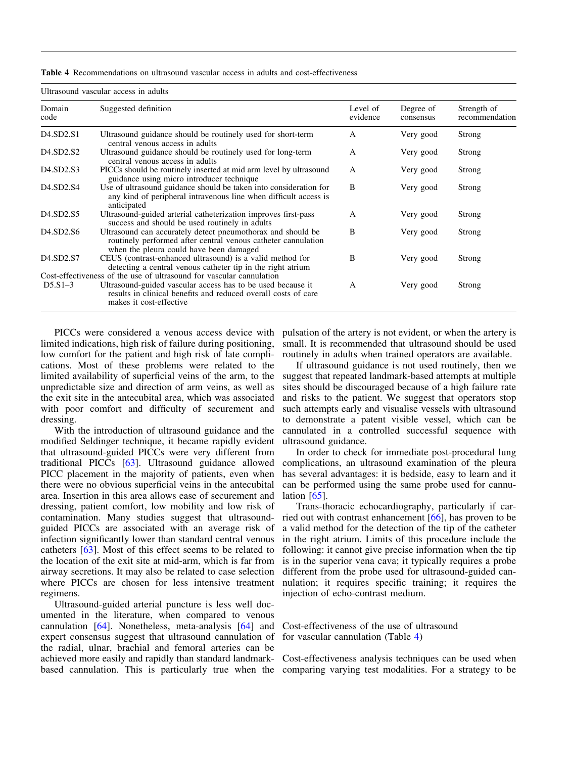**Table 4** Recommendations on ultrasound vascular access in adults and cost-effectiveness

| Domain code | Suggested definition | Level of evidence | Degree of consensus | Strength of recommendation |
|---|---|---|---|---|
| Ultrasound vascular access in adults | | | | |
| D4.SD2.S1 | Ultrasound guidance should be routinely used for short-term central venous access in adults | A | Very good | Strong |
| D4.SD2.S2 | Ultrasound guidance should be routinely used for long-term central venous access in adults | A | Very good | Strong |
| D4.SD2.S3 | PICCs should be routinely inserted at mid arm level by ultrasound guidance using micro introducer technique | A | Very good | Strong |
| D4.SD2.S4 | Use of ultrasound guidance should be taken into consideration for any kind of peripheral intravenous line when difficult access is anticipated | B | Very good | Strong |
| D4.SD2.S5 | Ultrasound-guided arterial catheterization improves first-pass success and should be used routinely in adults | A | Very good | Strong |
| D4.SD2.S6 | Ultrasound can accurately detect pneumothorax and should be routinely performed after central venous catheter cannulation when the pleura could have been damaged | B | Very good | Strong |
| D4.SD2.S7 | CEUS (contrast-enhanced ultrasound) is a valid method for detecting a central venous catheter tip in the right atrium | B | Very good | Strong |
| Cost-effectiveness of the use of ultrasound for vascular cannulation | | | | |
| D5.S1–3 | Ultrasound-guided vascular access has to be used because it results in clinical benefits and reduced overall costs of care makes it cost-effective | A | Very good | Strong |

PICCs were considered a venous access device with limited indications, high risk of failure during positioning, low comfort for the patient and high risk of late complications. Most of these problems were related to the limited availability of superficial veins of the arm, to the unpredictable size and direction of arm veins, as well as the exit site in the antecubital area, which was associated with poor comfort and difficulty of securement and dressing.

With the introduction of ultrasound guidance and the modified Seldinger technique, it became rapidly evident that ultrasound-guided PICCs were very different from traditional PICCs [63]. Ultrasound guidance allowed PICC placement in the majority of patients, even when there were no obvious superficial veins in the antecubital area. Insertion in this area allows ease of securement and dressing, patient comfort, low mobility and low risk of contamination. Many studies suggest that ultrasound-guided PICCs are associated with an average risk of infection significantly lower than standard central venous catheters [63]. Most of this effect seems to be related to the location of the exit site at mid-arm, which is far from airway secretions. It may also be related to case selection where PICCs are chosen for less intensive treatment regimens.

Ultrasound-guided arterial puncture is less well documented in the literature, when compared to venous cannulation [64]. Nonetheless, meta-analysis [64] and expert consensus suggest that ultrasound cannulation of the radial, ulnar, brachial and femoral arteries can be achieved more easily and rapidly than standard landmark-based cannulation. This is particularly true when the pulsation of the artery is not evident, or when the artery is small. It is recommended that ultrasound should be used routinely in adults when trained operators are available.

If ultrasound guidance is not used routinely, then we suggest that repeated landmark-based attempts at multiple sites should be discouraged because of a high failure rate and risks to the patient. We suggest that operators stop such attempts early and visualise vessels with ultrasound to demonstrate a patent visible vessel, which can be cannulated in a controlled successful sequence with ultrasound guidance.

In order to check for immediate post-procedural lung complications, an ultrasound examination of the pleura has several advantages: it is bedside, easy to learn and it can be performed using the same probe used for cannulation [65].

Trans-thoracic echocardiography, particularly if carried out with contrast enhancement [66], has proven to be a valid method for the detection of the tip of the catheter in the right atrium. Limits of this procedure include the following: it cannot give precise information when the tip is in the superior vena cava; it typically requires a probe different from the probe used for ultrasound-guided cannulation; it requires specific training; it requires the injection of echo-contrast medium.

## Cost-effectiveness of the use of ultrasound for vascular cannulation (Table 4)

Cost-effectiveness analysis techniques can be used when comparing varying test modalities. For a strategy to be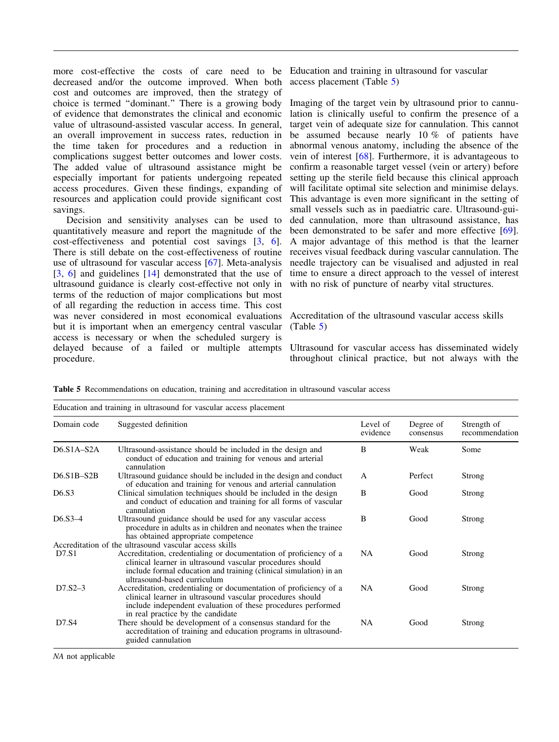more cost-effective the costs of care need to be decreased and/or the outcome improved. When both cost and outcomes are improved, then the strategy of choice is termed "dominant." There is a growing body of evidence that demonstrates the clinical and economic value of ultrasound-assisted vascular access. In general, an overall improvement in success rates, reduction in the time taken for procedures and a reduction in complications suggest better outcomes and lower costs. The added value of ultrasound assistance might be especially important for patients undergoing repeated access procedures. Given these findings, expanding of resources and application could provide significant cost savings.

Decision and sensitivity analyses can be used to quantitatively measure and report the magnitude of the cost-effectiveness and potential cost savings [3, 6]. There is still debate on the cost-effectiveness of routine use of ultrasound for vascular access [67]. Meta-analysis [3, 6] and guidelines [14] demonstrated that the use of ultrasound guidance is clearly cost-effective not only in terms of the reduction of major complications but most of all regarding the reduction in access time. This cost was never considered in most economical evaluations but it is important when an emergency central vascular access is necessary or when the scheduled surgery is delayed because of a failed or multiple attempts procedure.

## Education and training in ultrasound for vascular access placement (Table 5)

Imaging of the target vein by ultrasound prior to cannulation is clinically useful to confirm the presence of a target vein of adequate size for cannulation. This cannot be assumed because nearly 10 % of patients have abnormal venous anatomy, including the absence of the vein of interest [68]. Furthermore, it is advantageous to confirm a reasonable target vessel (vein or artery) before setting up the sterile field because this clinical approach will facilitate optimal site selection and minimise delays. This advantage is even more significant in the setting of small vessels such as in paediatric care. Ultrasound-guided cannulation, more than ultrasound assistance, has been demonstrated to be safer and more effective [69]. A major advantage of this method is that the learner receives visual feedback during vascular cannulation. The needle trajectory can be visualised and adjusted in real time to ensure a direct approach to the vessel of interest with no risk of puncture of nearby vital structures.

## Accreditation of the ultrasound vascular access skills (Table 5)

Ultrasound for vascular access has disseminated widely throughout clinical practice, but not always with the

**Table 5** Recommendations on education, training and accreditation in ultrasound vascular access

| Domain code | Suggested definition | Level of evidence | Degree of consensus | Strength of recommendation |
|---|---|---|---|---|
| Education and training in ultrasound for vascular access placement | | | | |
| D6.S1A–S2A | Ultrasound-assistance should be included in the design and conduct of education and training for venous and arterial cannulation | B | Weak | Some |
| D6.S1B–S2B | Ultrasound guidance should be included in the design and conduct of education and training for venous and arterial cannulation | A | Perfect | Strong |
| D6.S3 | Clinical simulation techniques should be included in the design and conduct of education and training for all forms of vascular cannulation | B | Good | Strong |
| D6.S3–4 | Ultrasound guidance should be used for any vascular access procedure in adults as in children and neonates when the trainee has obtained appropriate competence | B | Good | Strong |
| Accreditation of the ultrasound vascular access skills | | | | |
| D7.S1 | Accreditation, credentialing or documentation of proficiency of a clinical learner in ultrasound vascular procedures should include formal education and training (clinical simulation) in an ultrasound-based curriculum | NA | Good | Strong |
| D7.S2–3 | Accreditation, credentialing or documentation of proficiency of a clinical learner in ultrasound vascular procedures should include independent evaluation of these procedures performed in real practice by the candidate | NA | Good | Strong |
| D7.S4 | There should be development of a consensus standard for the accreditation of training and education programs in ultrasound-guided cannulation | NA | Good | Strong |

*NA* not applicable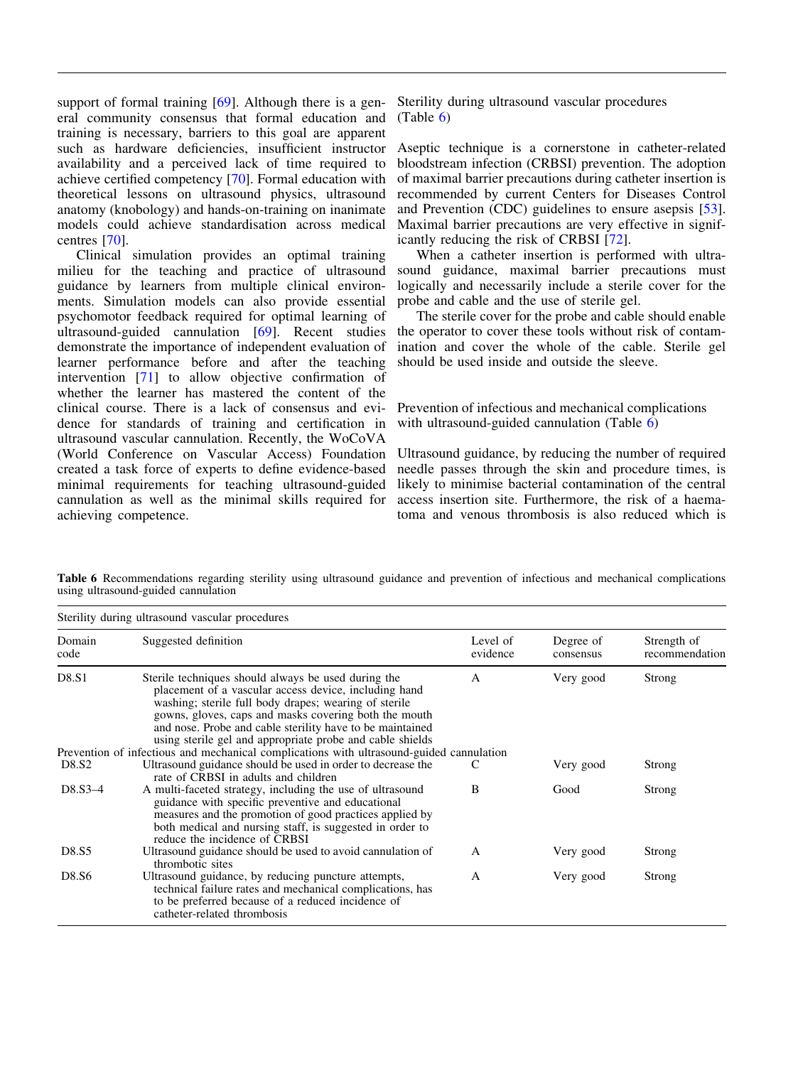support of formal training [69]. Although there is a general community consensus that formal education and training is necessary, barriers to this goal are apparent such as hardware deficiencies, insufficient instructor availability and a perceived lack of time required to achieve certified competency [70]. Formal education with theoretical lessons on ultrasound physics, ultrasound anatomy (knobology) and hands-on-training on inanimate models could achieve standardisation across medical centres [70].

Clinical simulation provides an optimal training milieu for the teaching and practice of ultrasound guidance by learners from multiple clinical environments. Simulation models can also provide essential psychomotor feedback required for optimal learning of ultrasound-guided cannulation [69]. Recent studies demonstrate the importance of independent evaluation of learner performance before and after the teaching intervention [71] to allow objective confirmation of whether the learner has mastered the content of the clinical course. There is a lack of consensus and evidence for standards of training and certification in ultrasound vascular cannulation. Recently, the WoCoVA (World Conference on Vascular Access) Foundation created a task force of experts to define evidence-based minimal requirements for teaching ultrasound-guided cannulation as well as the minimal skills required for achieving competence.

## Sterility during ultrasound vascular procedures (Table 6)

Aseptic technique is a cornerstone in catheter-related bloodstream infection (CRBSI) prevention. The adoption of maximal barrier precautions during catheter insertion is recommended by current Centers for Diseases Control and Prevention (CDC) guidelines to ensure asepsis [53]. Maximal barrier precautions are very effective in significantly reducing the risk of CRBSI [72].

When a catheter insertion is performed with ultrasound guidance, maximal barrier precautions must logically and necessarily include a sterile cover for the probe and cable and the use of sterile gel.

The sterile cover for the probe and cable should enable the operator to cover these tools without risk of contamination and cover the whole of the cable. Sterile gel should be used inside and outside the sleeve.

## Prevention of infectious and mechanical complications with ultrasound-guided cannulation (Table 6)

Ultrasound guidance, by reducing the number of required needle passes through the skin and procedure times, is likely to minimise bacterial contamination of the central access insertion site. Furthermore, the risk of a haematoma and venous thrombosis is also reduced which is

**Table 6** Recommendations regarding sterility using ultrasound guidance and prevention of infectious and mechanical complications using ultrasound-guided cannulation

| Domain code | Suggested definition | Level of evidence | Degree of consensus | Strength of recommendation |
|---|---|---|---|---|
| *Sterility during ultrasound vascular procedures* | | | | |
| D8.S1 | Sterile techniques should always be used during the placement of a vascular access device, including hand washing; sterile full body drapes; wearing of sterile gowns, gloves, caps and masks covering both the mouth and nose. Probe and cable sterility have to be maintained using sterile gel and appropriate probe and cable shields | A | Very good | Strong |
| *Prevention of infectious and mechanical complications with ultrasound-guided cannulation* | | | | |
| D8.S2 | Ultrasound guidance should be used in order to decrease the rate of CRBSI in adults and children | C | Very good | Strong |
| D8.S3–4 | A multi-faceted strategy, including the use of ultrasound guidance with specific preventive and educational measures and the promotion of good practices applied by both medical and nursing staff, is suggested in order to reduce the incidence of CRBSI | B | Good | Strong |
| D8.S5 | Ultrasound guidance should be used to avoid cannulation of thrombotic sites | A | Very good | Strong |
| D8.S6 | Ultrasound guidance, by reducing puncture attempts, technical failure rates and mechanical complications, has to be preferred because of a reduced incidence of catheter-related thrombosis | A | Very good | Strong |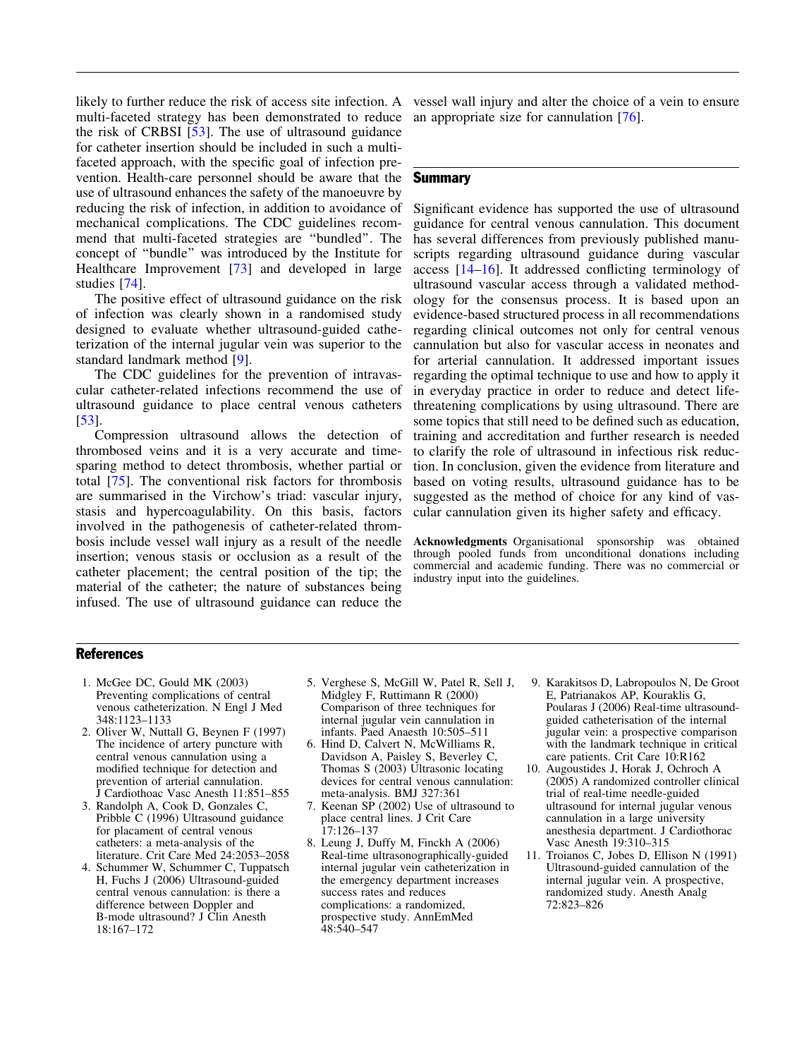likely to further reduce the risk of access site infection. A multi-faceted strategy has been demonstrated to reduce the risk of CRBSI [53]. The use of ultrasound guidance for catheter insertion should be included in such a multi-faceted approach, with the specific goal of infection prevention. Health-care personnel should be aware that the use of ultrasound enhances the safety of the manoeuvre by reducing the risk of infection, in addition to avoidance of mechanical complications. The CDC guidelines recommend that multi-faceted strategies are "bundled". The concept of "bundle" was introduced by the Institute for Healthcare Improvement [73] and developed in large studies [74].

The positive effect of ultrasound guidance on the risk of infection was clearly shown in a randomised study designed to evaluate whether ultrasound-guided catheterization of the internal jugular vein was superior to the standard landmark method [9].

The CDC guidelines for the prevention of intravascular catheter-related infections recommend the use of ultrasound guidance to place central venous catheters [53].

Compression ultrasound allows the detection of thrombosed veins and it is a very accurate and time-sparing method to detect thrombosis, whether partial or total [75]. The conventional risk factors for thrombosis are summarised in the Virchow's triad: vascular injury, stasis and hypercoagulability. On this basis, factors involved in the pathogenesis of catheter-related thrombosis include vessel wall injury as a result of the needle insertion; venous stasis or occlusion as a result of the catheter placement; the central position of the tip; the material of the catheter; the nature of substances being infused. The use of ultrasound guidance can reduce the vessel wall injury and alter the choice of a vein to ensure an appropriate size for cannulation [76].

## Summary

Significant evidence has supported the use of ultrasound guidance for central venous cannulation. This document has several differences from previously published manuscripts regarding ultrasound guidance during vascular access [14–16]. It addressed conflicting terminology of ultrasound vascular access through a validated methodology for the consensus process. It is based upon an evidence-based structured process in all recommendations regarding clinical outcomes not only for central venous cannulation but also for vascular access in neonates and for arterial cannulation. It addressed important issues regarding the optimal technique to use and how to apply it in everyday practice in order to reduce and detect life-threatening complications by using ultrasound. There are some topics that still need to be defined such as education, training and accreditation and further research is needed to clarify the role of ultrasound in infectious risk reduction. In conclusion, given the evidence from literature and based on voting results, ultrasound guidance has to be suggested as the method of choice for any kind of vascular cannulation given its higher safety and efficacy.

**Acknowledgments** Organisational sponsorship was obtained through pooled funds from unconditional donations including commercial and academic funding. There was no commercial or industry input into the guidelines.

## References

1. McGee DC, Gould MK (2003) Preventing complications of central venous catheterization. N Engl J Med 348:1123–1133
2. Oliver W, Nuttall G, Beynen F (1997) The incidence of artery puncture with central venous cannulation using a modified technique for detection and prevention of arterial cannulation. J Cardiothoac Vasc Anesth 11:851–855
3. Randolph A, Cook D, Gonzales C, Pribble C (1996) Ultrasound guidance for placament of central venous catheters: a meta-analysis of the literature. Crit Care Med 24:2053–2058
4. Schummer W, Schummer C, Tuppatsch H, Fuchs J (2006) Ultrasound-guided central venous cannulation: is there a difference between Doppler and B-mode ultrasound? J Clin Anesth 18:167–172
5. Verghese S, McGill W, Patel R, Sell J, Midgley F, Ruttimann R (2000) Comparison of three techniques for internal jugular vein cannulation in infants. Paed Anaesth 10:505–511
6. Hind D, Calvert N, McWilliams R, Davidson A, Paisley S, Beverley C, Thomas S (2003) Ultrasonic locating devices for central venous cannulation: meta-analysis. BMJ 327:361
7. Keenan SP (2002) Use of ultrasound to place central lines. J Crit Care 17:126–137
8. Leung J, Duffy M, Finckh A (2006) Real-time ultrasonographically-guided internal jugular vein catheterization in the emergency department increases success rates and reduces complications: a randomized, prospective study. AnnEmMed 48:540–547
9. Karakitsos D, Labropoulos N, De Groot E, Patrianakos AP, Kouraklis G, Poularas J (2006) Real-time ultrasound-guided catheterisation of the internal jugular vein: a prospective comparison with the landmark technique in critical care patients. Crit Care 10:R162
10. Augoustides J, Horak J, Ochroch A (2005) A randomized controller clinical trial of real-time needle-guided ultrasound for internal jugular venous cannulation in a large university anesthesia department. J Cardiothorac Vasc Anesth 19:310–315
11. Troianos C, Jobes D, Ellison N (1991) Ultrasound-guided cannulation of the internal jugular vein. A prospective, randomized study. Anesth Analg 72:823–826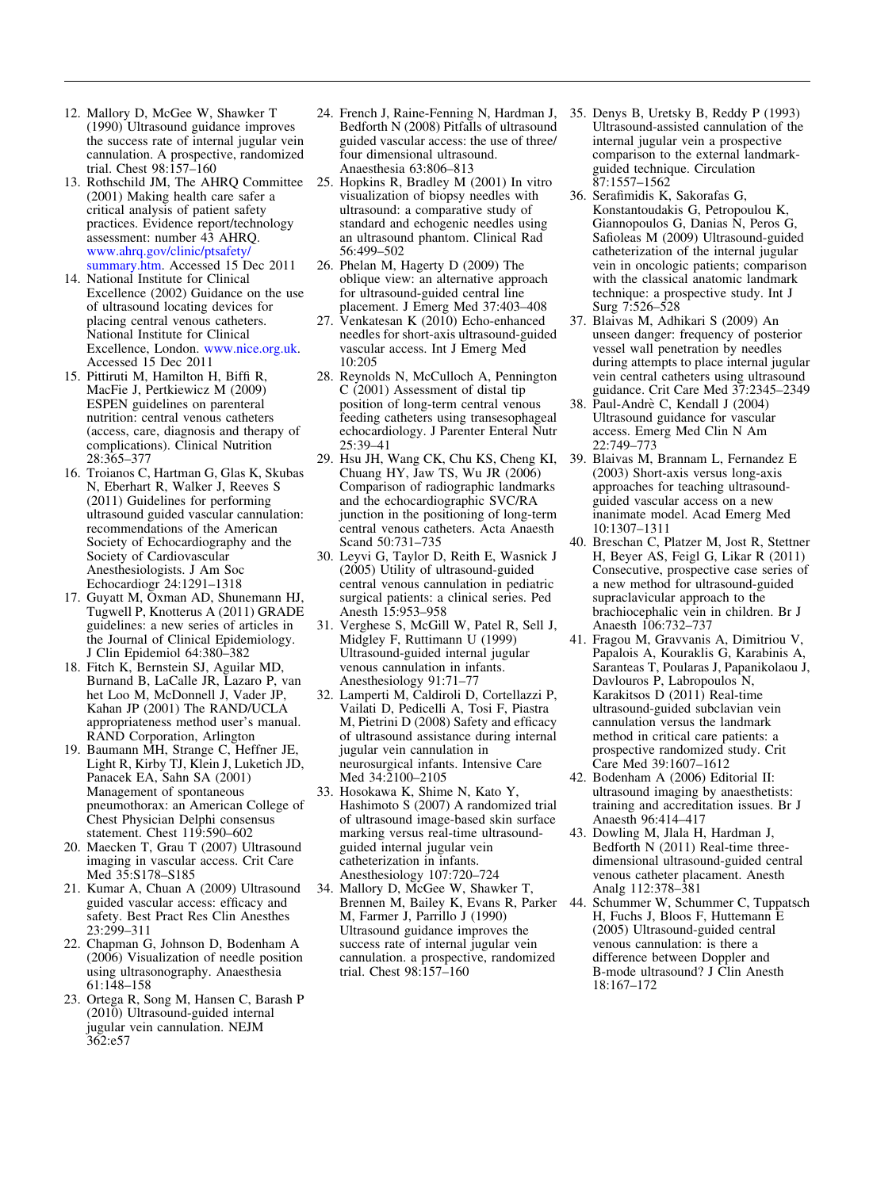12. Mallory D, McGee W, Shawker T (1990) Ultrasound guidance improves the success rate of internal jugular vein cannulation. A prospective, randomized trial. Chest 98:157–160
13. Rothschild JM, The AHRQ Committee (2001) Making health care safer a critical analysis of patient safety practices. Evidence report/technology assessment: number 43 AHRQ. www.ahrq.gov/clinic/ptsafety/summary.htm. Accessed 15 Dec 2011
14. National Institute for Clinical Excellence (2002) Guidance on the use of ultrasound locating devices for placing central venous catheters. National Institute for Clinical Excellence, London. www.nice.org.uk. Accessed 15 Dec 2011
15. Pittiruti M, Hamilton H, Biffi R, MacFie J, Pertkiewicz M (2009) ESPEN guidelines on parenteral nutrition: central venous catheters (access, care, diagnosis and therapy of complications). Clinical Nutrition 28:365–377
16. Troianos C, Hartman G, Glas K, Skubas N, Eberhart R, Walker J, Reeves S (2011) Guidelines for performing ultrasound guided vascular cannulation: recommendations of the American Society of Echocardiography and the Society of Cardiovascular Anesthesiologists. J Am Soc Echocardiogr 24:1291–1318
17. Guyatt M, Oxman AD, Shunemann HJ, Tugwell P, Knotterus A (2011) GRADE guidelines: a new series of articles in the Journal of Clinical Epidemiology. J Clin Epidemiol 64:380–382
18. Fitch K, Bernstein SJ, Aguilar MD, Burnand B, LaCalle JR, Lazaro P, van het Loo M, McDonnell J, Vader JP, Kahan JP (2001) The RAND/UCLA appropriateness method user's manual. RAND Corporation, Arlington
19. Baumann MH, Strange C, Heffner JE, Light R, Kirby TJ, Klein J, Luketich JD, Panacek EA, Sahn SA (2001) Management of spontaneous pneumothorax: an American College of Chest Physician Delphi consensus statement. Chest 119:590–602
20. Maecken T, Grau T (2007) Ultrasound imaging in vascular access. Crit Care Med 35:S178–S185
21. Kumar A, Chuan A (2009) Ultrasound guided vascular access: efficacy and safety. Best Pract Res Clin Anesthes 23:299–311
22. Chapman G, Johnson D, Bodenham A (2006) Visualization of needle position using ultrasonography. Anaesthesia 61:148–158
23. Ortega R, Song M, Hansen C, Barash P (2010) Ultrasound-guided internal jugular vein cannulation. NEJM 362:e57
24. French J, Raine-Fenning N, Hardman J, Bedforth N (2008) Pitfalls of ultrasound guided vascular access: the use of three/four dimensional ultrasound. Anaesthesia 63:806–813
25. Hopkins R, Bradley M (2001) In vitro visualization of biopsy needles with ultrasound: a comparative study of standard and echogenic needles using an ultrasound phantom. Clinical Rad 56:499–502
26. Phelan M, Hagerty D (2009) The oblique view: an alternative approach for ultrasound-guided central line placement. J Emerg Med 37:403–408
27. Venkatesan K (2010) Echo-enhanced needles for short-axis ultrasound-guided vascular access. Int J Emerg Med 10:205
28. Reynolds N, McCulloch A, Pennington C (2001) Assessment of distal tip position of long-term central venous feeding catheters using transesophageal echocardiology. J Parenter Enteral Nutr 25:39–41
29. Hsu JH, Wang CK, Chu KS, Cheng KI, Chuang HY, Jaw TS, Wu JR (2006) Comparison of radiographic landmarks and the echocardiographic SVC/RA junction in the positioning of long-term central venous catheters. Acta Anaesth Scand 50:731–735
30. Leyvi G, Taylor D, Reith E, Wasnick J (2005) Utility of ultrasound-guided central venous cannulation in pediatric surgical patients: a clinical series. Ped Anesth 15:953–958
31. Verghese S, McGill W, Patel R, Sell J, Midgley F, Ruttimann U (1999) Ultrasound-guided internal jugular venous cannulation in infants. Anesthesiology 91:71–77
32. Lamperti M, Caldiroli D, Cortellazzi P, Vailati D, Pedicelli A, Tosi F, Piastra M, Pietrini D (2008) Safety and efficacy of ultrasound assistance during internal jugular vein cannulation in neurosurgical infants. Intensive Care Med 34:2100–2105
33. Hosokawa K, Shime N, Kato Y, Hashimoto S (2007) A randomized trial of ultrasound image-based skin surface marking versus real-time ultrasound-guided internal jugular vein catheterization in infants. Anesthesiology 107:720–724
34. Mallory D, McGee W, Shawker T, Brennen M, Bailey K, Evans R, Parker M, Farmer J, Parrillo J (1990) Ultrasound guidance improves the success rate of internal jugular vein cannulation. a prospective, randomized trial. Chest 98:157–160
35. Denys B, Uretsky B, Reddy P (1993) Ultrasound-assisted cannulation of the internal jugular vein a prospective comparison to the external landmark-guided technique. Circulation 87:1557–1562
36. Serafimidis K, Sakorafas G, Konstantoudakis G, Petropoulou K, Giannopoulos G, Danias N, Peros G, Safioleas M (2009) Ultrasound-guided catheterization of the internal jugular vein in oncologic patients; comparison with the classical anatomic landmark technique: a prospective study. Int J Surg 7:526–528
37. Blaivas M, Adhikari S (2009) An unseen danger: frequency of posterior vessel wall penetration by needles during attempts to place internal jugular vein central catheters using ultrasound guidance. Crit Care Med 37:2345–2349
38. Paul-Andrè C, Kendall J (2004) Ultrasound guidance for vascular access. Emerg Med Clin N Am 22:749–773
39. Blaivas M, Brannam L, Fernandez E (2003) Short-axis versus long-axis approaches for teaching ultrasound-guided vascular access on a new inanimate model. Acad Emerg Med 10:1307–1311
40. Breschan C, Platzer M, Jost R, Stettner H, Beyer AS, Feigl G, Likar R (2011) Consecutive, prospective case series of a new method for ultrasound-guided supraclavicular approach to the brachiocephalic vein in children. Br J Anaesth 106:732–737
41. Fragou M, Gravvanis A, Dimitriou V, Papalois A, Kouraklis G, Karabinis A, Saranteas T, Poularas J, Papanikolaou J, Davlouros P, Labropoulos N, Karakitsos D (2011) Real-time ultrasound-guided subclavian vein cannulation versus the landmark method in critical care patients: a prospective randomized study. Crit Care Med 39:1607–1612
42. Bodenham A (2006) Editorial II: ultrasound imaging by anaesthetists: training and accreditation issues. Br J Anaesth 96:414–417
43. Dowling M, Jlala H, Hardman J, Bedforth N (2011) Real-time three-dimensional ultrasound-guided central venous catheter placament. Anesth Analg 112:378–381
44. Schummer W, Schummer C, Tuppatsch H, Fuchs J, Bloos F, Huttemann E (2005) Ultrasound-guided central venous cannulation: is there a difference between Doppler and B-mode ultrasound? J Clin Anesth 18:167–172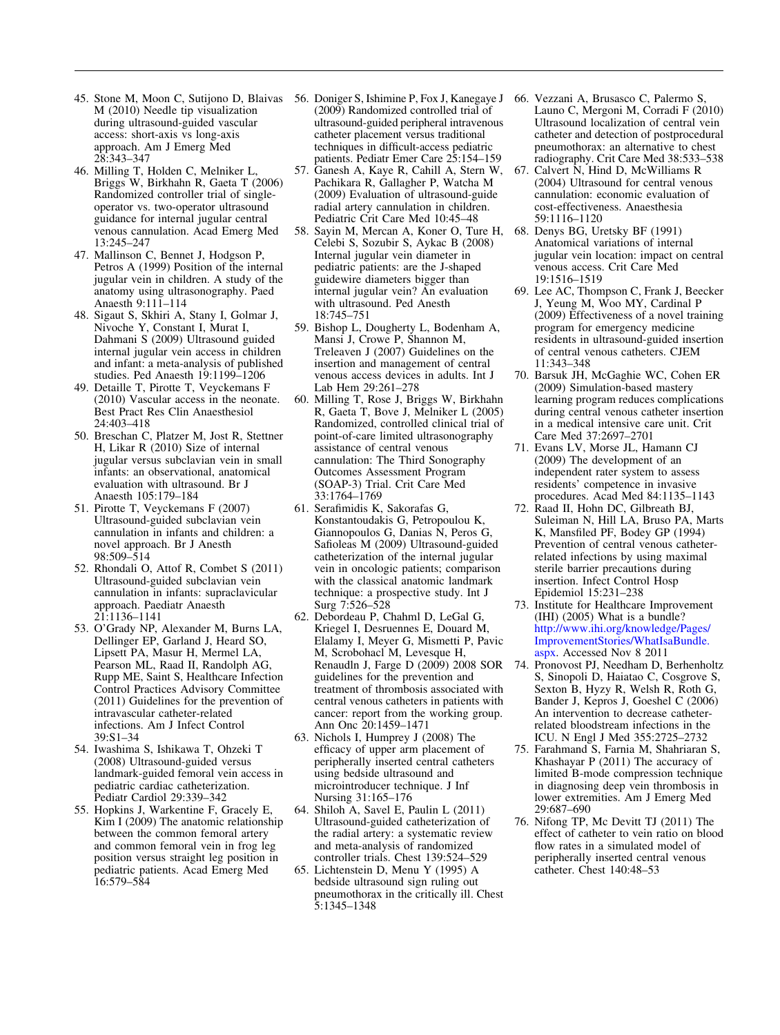45. Stone M, Moon C, Sutijono D, Blaivas M (2010) Needle tip visualization during ultrasound-guided vascular access: short-axis vs long-axis approach. Am J Emerg Med 28:343–347
46. Milling T, Holden C, Melniker L, Briggs W, Birkhahn R, Gaeta T (2006) Randomized controller trial of single-operator vs. two-operator ultrasound guidance for internal jugular central venous cannulation. Acad Emerg Med 13:245–247
47. Mallinson C, Bennet J, Hodgson P, Petros A (1999) Position of the internal jugular vein in children. A study of the anatomy using ultrasonography. Paed Anaesth 9:111–114
48. Sigaut S, Skhiri A, Stany I, Golmar J, Nivoche Y, Constant I, Murat I, Dahmani S (2009) Ultrasound guided internal jugular vein access in children and infant: a meta-analysis of published studies. Ped Anaesth 19:1199–1206
49. Detaille T, Pirotte T, Veyckemans F (2010) Vascular access in the neonate. Best Pract Res Clin Anaesthesiol 24:403–418
50. Breschan C, Platzer M, Jost R, Stettner H, Likar R (2010) Size of internal jugular versus subclavian vein in small infants: an observational, anatomical evaluation with ultrasound. Br J Anaesth 105:179–184
51. Pirotte T, Veyckemans F (2007) Ultrasound-guided subclavian vein cannulation in infants and children: a novel approach. Br J Anesth 98:509–514
52. Rhondali O, Attof R, Combet S (2011) Ultrasound-guided subclavian vein cannulation in infants: supraclavicular approach. Paediatr Anaesth 21:1136–1141
53. O'Grady NP, Alexander M, Burns LA, Dellinger EP, Garland J, Heard SO, Lipsett PA, Masur H, Mermel LA, Pearson ML, Raad II, Randolph AG, Rupp ME, Saint S, Healthcare Infection Control Practices Advisory Committee (2011) Guidelines for the prevention of intravascular catheter-related infections. Am J Infect Control 39:S1–34
54. Iwashima S, Ishikawa T, Ohzeki T (2008) Ultrasound-guided versus landmark-guided femoral vein access in pediatric cardiac catheterization. Pediatr Cardiol 29:339–342
55. Hopkins J, Warkentine F, Gracely E, Kim I (2009) The anatomic relationship between the common femoral artery and common femoral vein in frog leg position versus straight leg position in pediatric patients. Acad Emerg Med 16:579–584
56. Doniger S, Ishimine P, Fox J, Kanegaye J (2009) Randomized controlled trial of ultrasound-guided peripheral intravenous catheter placement versus traditional techniques in difficult-access pediatric patients. Pediatr Emer Care 25:154–159
57. Ganesh A, Kaye R, Cahill A, Stern W, Pachikara R, Gallagher P, Watcha M (2009) Evaluation of ultrasound-guide radial artery cannulation in children. Pediatric Crit Care Med 10:45–48
58. Sayin M, Mercan A, Koner O, Ture H, Celebi S, Sozubir S, Aykac B (2008) Internal jugular vein diameter in pediatric patients: are the J-shaped guidewire diameters bigger than internal jugular vein? An evaluation with ultrasound. Ped Anesth 18:745–751
59. Bishop L, Dougherty L, Bodenham A, Mansi J, Crowe P, Shannon M, Treleaven J (2007) Guidelines on the insertion and management of central venous access devices in adults. Int J Lab Hem 29:261–278
60. Milling T, Rose J, Briggs W, Birkhahn R, Gaeta T, Bove J, Melniker L (2005) Randomized, controlled clinical trial of point-of-care limited ultrasonography assistance of central venous cannulation: The Third Sonography Outcomes Assessment Program (SOAP-3) Trial. Crit Care Med 33:1764–1769
61. Serafimidis K, Sakorafas G, Konstantoudakis G, Petropoulou K, Giannopoulos G, Danias N, Peros G, Safioleas M (2009) Ultrasound-guided catheterization of the internal jugular vein in oncologic patients; comparison with the classical anatomic landmark technique: a prospective study. Int J Surg 7:526–528
62. Debordeau P, Chahml D, LeGal G, Kriegel I, Desruennes E, Douard M, Elalamy I, Meyer G, Mismetti P, Pavic M, Scrobohacl M, Levesque H, Renaudln J, Farge D (2009) 2008 SOR guidelines for the prevention and treatment of thrombosis associated with central venous catheters in patients with cancer: report from the working group. Ann Onc 20:1459–1471
63. Nichols I, Humprey J (2008) The efficacy of upper arm placement of peripherally inserted central catheters using bedside ultrasound and microintroducer technique. J Inf Nursing 31:165–176
64. Shiloh A, Savel E, Paulin L (2011) Ultrasound-guided catheterization of the radial artery: a systematic review and meta-analysis of randomized controller trials. Chest 139:524–529
65. Lichtenstein D, Menu Y (1995) A bedside ultrasound sign ruling out pneumothorax in the critically ill. Chest 5:1345–1348
66. Vezzani A, Brusasco C, Palermo S, Launo C, Mergoni M, Corradi F (2010) Ultrasound localization of central vein catheter and detection of postprocedural pneumothorax: an alternative to chest radiography. Crit Care Med 38:533–538
67. Calvert N, Hind D, McWilliams R (2004) Ultrasound for central venous cannulation: economic evaluation of cost-effectiveness. Anaesthesia 59:1116–1120
68. Denys BG, Uretsky BF (1991) Anatomical variations of internal jugular vein location: impact on central venous access. Crit Care Med 19:1516–1519
69. Lee AC, Thompson C, Frank J, Beecker J, Yeung M, Woo MY, Cardinal P (2009) Effectiveness of a novel training program for emergency medicine residents in ultrasound-guided insertion of central venous catheters. CJEM 11:343–348
70. Barsuk JH, McGaghie WC, Cohen ER (2009) Simulation-based mastery learning program reduces complications during central venous catheter insertion in a medical intensive care unit. Crit Care Med 37:2697–2701
71. Evans LV, Morse JL, Hamann CJ (2009) The development of an independent rater system to assess residents' competence in invasive procedures. Acad Med 84:1135–1143
72. Raad II, Hohn DC, Gilbreath BJ, Suleiman N, Hill LA, Bruso PA, Marts K, Mansfiled PF, Bodey GP (1994) Prevention of central venous catheter-related infections by using maximal sterile barrier precautions during insertion. Infect Control Hosp Epidemiol 15:231–238
73. Institute for Healthcare Improvement (IHI) (2005) What is a bundle? http://www.ihi.org/knowledge/Pages/ImprovementStories/WhatIsaBundle.aspx. Accessed Nov 8 2011
74. Pronovost PJ, Needham D, Berhenholtz S, Sinopoli D, Haiatao C, Cosgrove S, Sexton B, Hyzy R, Welsh R, Roth G, Bander J, Kepros J, Goeshel C (2006) An intervention to decrease catheter-related bloodstream infections in the ICU. N Engl J Med 355:2725–2732
75. Farahmand S, Farnia M, Shahriaran S, Khashayar P (2011) The accuracy of limited B-mode compression technique in diagnosing deep vein thrombosis in lower extremities. Am J Emerg Med 29:687–690
76. Nifong TP, Mc Devitt TJ (2011) The effect of catheter to vein ratio on blood flow rates in a simulated model of peripherally inserted central venous catheter. Chest 140:48–53